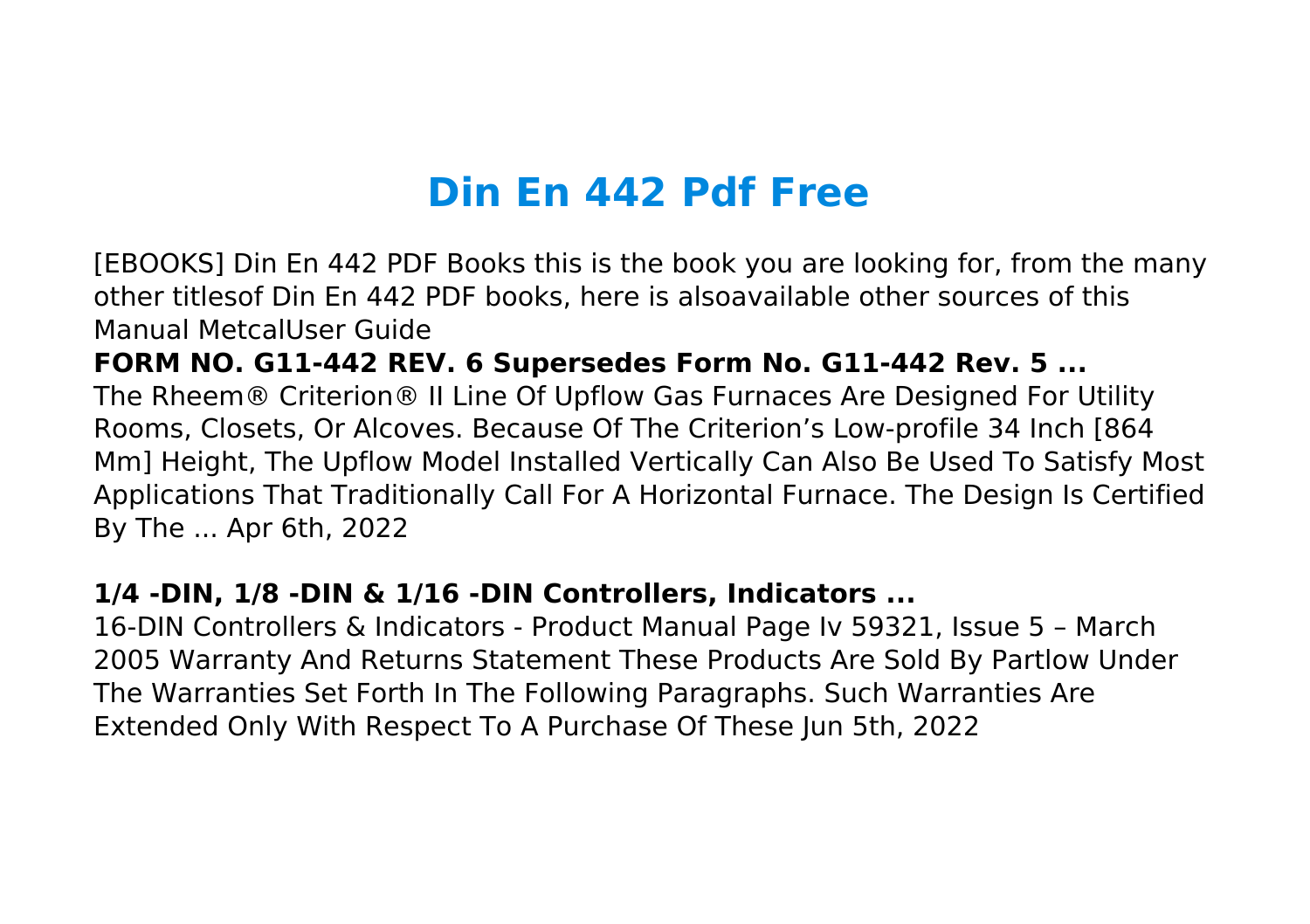# Din En 442 Pdf Free

[EBOOKS] Din En 442 PDF Books this is the book you are looking for, from the many other titlesof Din En 442 PDF books, here is alsoavailable other sources of this Manual MetcalUser Guide

**FORM NO. G11-442 REV. 6 Supersedes Form No. G11-442 Rev. 5 ...**

The Rheem® Criterion® II Line Of Upflow Gas Furnaces Are Designed For Utility Rooms, Closets, Or Alcoves. Because Of The Criterion's Low-profile 34 Inch [864 Mm] Height, The Upflow Model Installed Vertically Can Also Be Used To Satisfy Most Applications That Traditionally Call For A Horizontal Furnace. The Design Is Certified By The ... Apr 6th, 2022

**1/4 -DIN, 1/8 -DIN & 1/16 -DIN Controllers, Indicators ...**

16-DIN Controllers & Indicators - Product Manual Page Iv 59321, Issue 5 – March 2005 Warranty And Returns Statement These Products Are Sold By Partlow Under The Warranties Set Forth In The Following Paragraphs. Such Warranties Are Extended Only With Respect To A Purchase Of These Jun 5th, 2022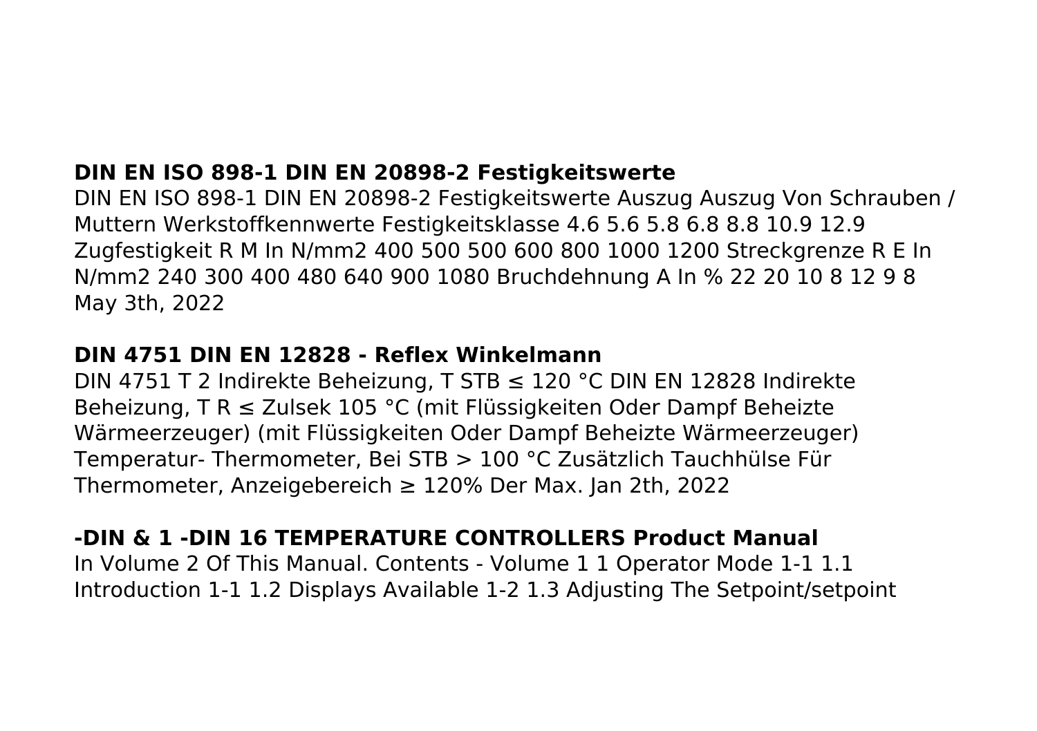### DIN EN ISO 898-1 DIN EN 20898-2 Festigkeitswerte

DIN EN ISO 898-1 DIN EN 20898-2 Festigkeitswerte Auszug Auszug Von Schrauben / Muttern Werkstoffkennwerte Festigkeitsklasse 4.6 5.6 5.8 6.8 8.8 10.9 12.9 Zugfestigkeit R M In N/mm2 400 500 500 600 800 1000 1200 Streckgrenze R E In N/mm2 240 300 400 480 640 900 1080 Bruchdehnung A In % 22 20 10 8 12 9 8 May 3th, 2022

### DIN 4751 DIN EN 12828 - Reflex Winkelmann

DIN 4751 T 2 Indirekte Beheizung, T STB ≤ 120 °C DIN EN 12828 Indirekte Beheizung, T R ≤ Zulsek 105 °C (mit Flüssigkeiten Oder Dampf Beheizte Wärmeerzeuger) (mit Flüssigkeiten Oder Dampf Beheizte Wärmeerzeuger) Temperatur- Thermometer, Bei STB > 100 °C Zusätzlich Tauchhülse Für Thermometer, Anzeigebereich ≥ 120% Der Max. Jan 2th, 2022

### -DIN & 1 -DIN 16 TEMPERATURE CONTROLLERS Product Manual

In Volume 2 Of This Manual. Contents - Volume 1 1 Operator Mode 1-1 1.1 Introduction 1-1 1.2 Displays Available 1-2 1.3 Adjusting The Setpoint/setpoint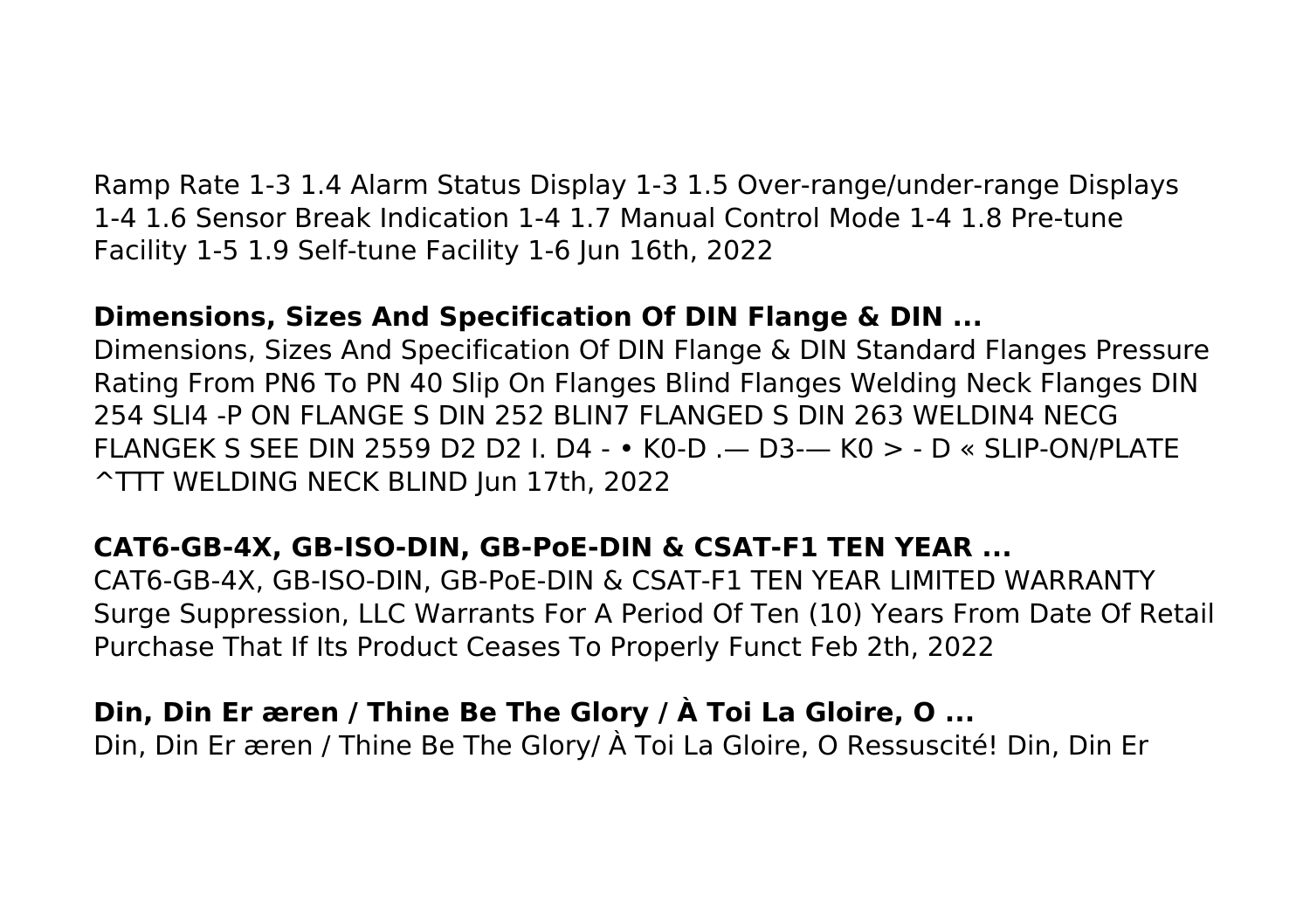Ramp Rate 1-3 1.4 Alarm Status Display 1-3 1.5 Over-range/under-range Displays 1-4 1.6 Sensor Break Indication 1-4 1.7 Manual Control Mode 1-4 1.8 Pre-tune Facility 1-5 1.9 Self-tune Facility 1-6 Jun 16th, 2022

**Dimensions, Sizes And Specification Of DIN Flange & DIN ...**

Dimensions, Sizes And Specification Of DIN Flange & DIN Standard Flanges Pressure Rating From PN6 To PN 40 Slip On Flanges Blind Flanges Welding Neck Flanges DIN 254 SLI4 -P ON FLANGE S DIN 252 BLIN7 FLANGED S DIN 263 WELDIN4 NECG FLANGEK S SEE DIN 2559 D2 D2 I. D4 - • K0-D .— D3-— K0 > - D « SLIP-ON/PLATE ^TTT WELDING NECK BLIND Jun 17th, 2022

**CAT6-GB-4X, GB-ISO-DIN, GB-PoE-DIN & CSAT-F1 TEN YEAR ...**

CAT6-GB-4X, GB-ISO-DIN, GB-PoE-DIN & CSAT-F1 TEN YEAR LIMITED WARRANTY Surge Suppression, LLC Warrants For A Period Of Ten (10) Years From Date Of Retail Purchase That If Its Product Ceases To Properly Funct Feb 2th, 2022

**Din, Din Er æren / Thine Be The Glory / À Toi La Gloire, O ...**

Din, Din Er æren / Thine Be The Glory/ À Toi La Gloire, O Ressuscité! Din, Din Er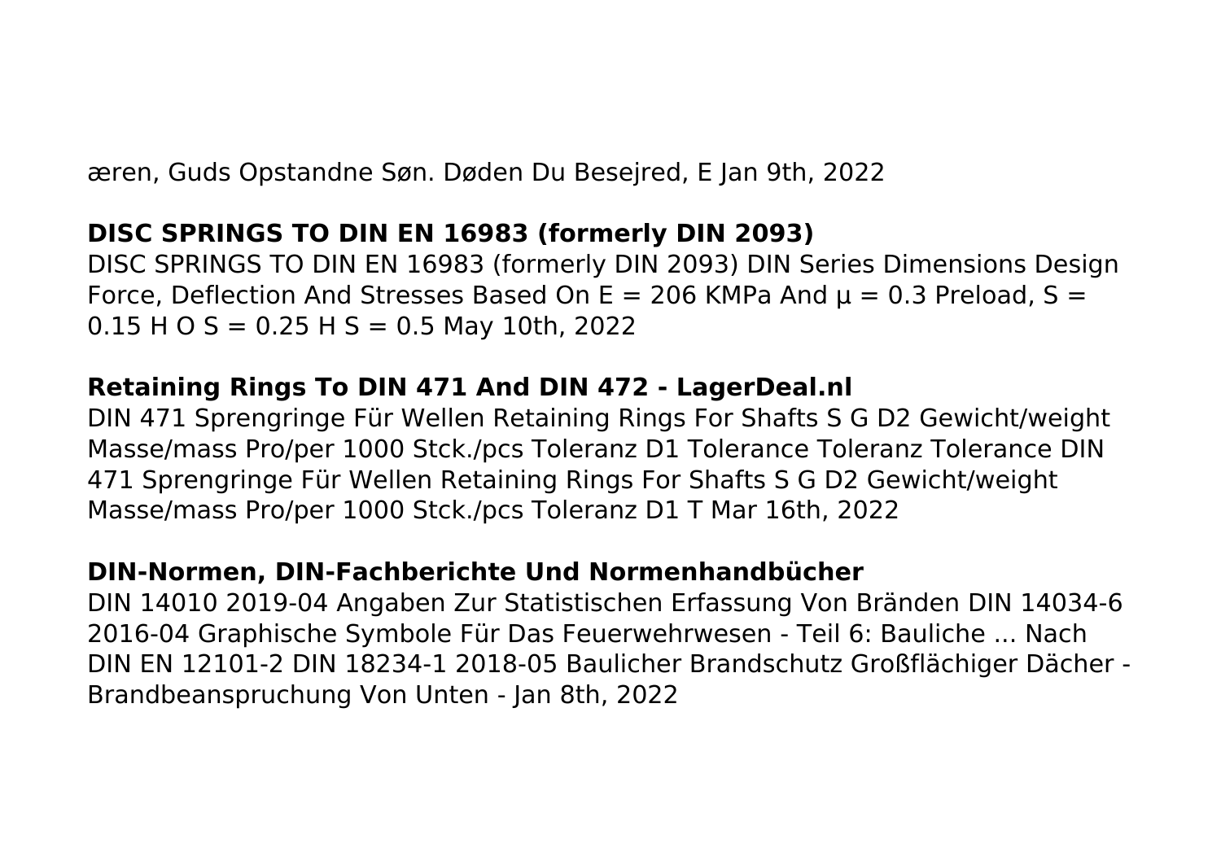æren, Guds Opstandne Søn. Døden Du Besejred, E Jan 9th, 2022

**DISC SPRINGS TO DIN EN 16983 (formerly DIN 2093)**

DISC SPRINGS TO DIN EN 16983 (formerly DIN 2093) DIN Series Dimensions Design Force, Deflection And Stresses Based On E = 206 KMPa And μ = 0.3 Preload, S = 0.15 H O S = 0.25 H S = 0.5 May 10th, 2022

**Retaining Rings To DIN 471 And DIN 472 - LagerDeal.nl**

DIN 471 Sprengringe Für Wellen Retaining Rings For Shafts S G D2 Gewicht/weight Masse/mass Pro/per 1000 Stck./pcs Toleranz D1 Tolerance Toleranz Tolerance DIN 471 Sprengringe Für Wellen Retaining Rings For Shafts S G D2 Gewicht/weight Masse/mass Pro/per 1000 Stck./pcs Toleranz D1 T Mar 16th, 2022

**DIN-Normen, DIN-Fachberichte Und Normenhandbücher**

DIN 14010 2019-04 Angaben Zur Statistischen Erfassung Von Bränden DIN 14034-6 2016-04 Graphische Symbole Für Das Feuerwehrwesen - Teil 6: Bauliche ... Nach DIN EN 12101-2 DIN 18234-1 2018-05 Baulicher Brandschutz Großflächiger Dächer - Brandbeanspruchung Von Unten - Jan 8th, 2022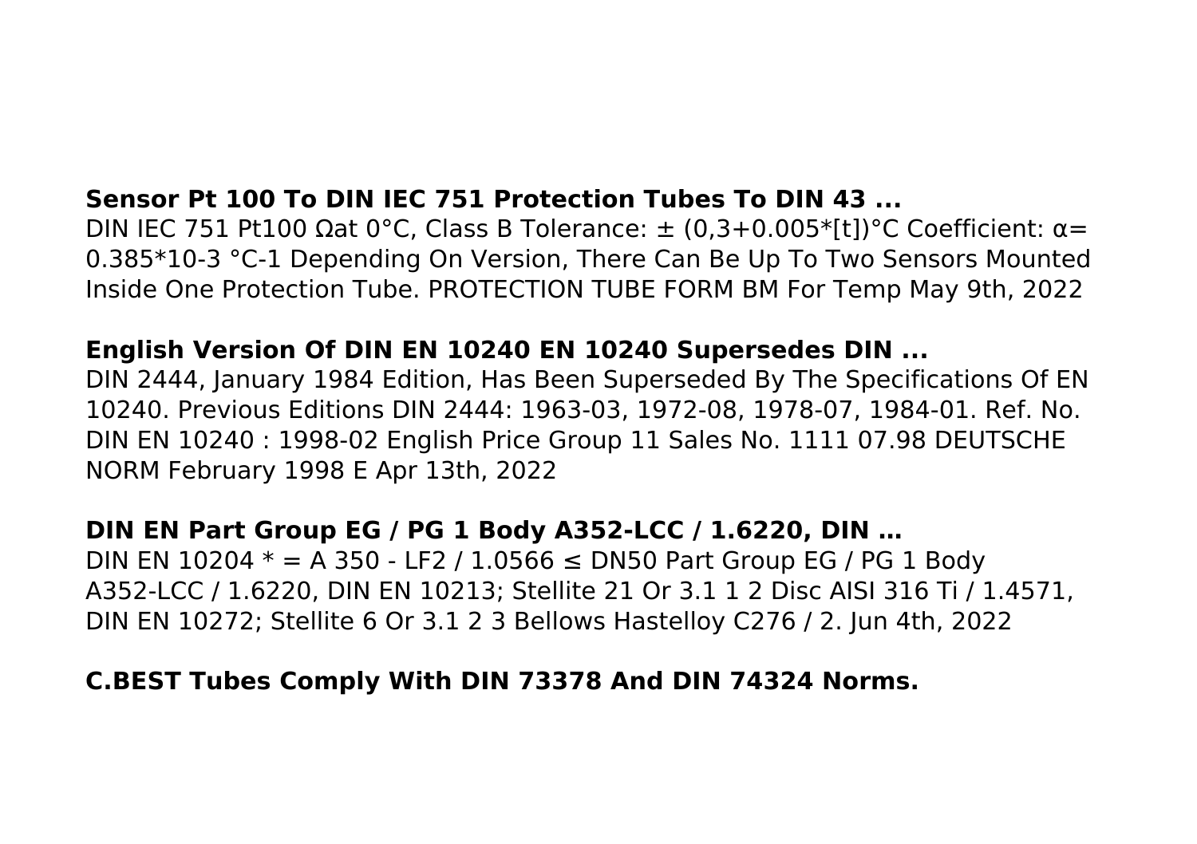**Sensor Pt 100 To DIN IEC 751 Protection Tubes To DIN 43 ...**

DIN IEC 751 Pt100 Ωat 0°C, Class B Tolerance: ± (0,3+0.005*[t])°C Coefficient: α= 0.385*10-3 °C-1 Depending On Version, There Can Be Up To Two Sensors Mounted Inside One Protection Tube. PROTECTION TUBE FORM BM For Temp May 9th, 2022

**English Version Of DIN EN 10240 EN 10240 Supersedes DIN ...**

DIN 2444, January 1984 Edition, Has Been Superseded By The Specifications Of EN 10240. Previous Editions DIN 2444: 1963-03, 1972-08, 1978-07, 1984-01. Ref. No. DIN EN 10240 : 1998-02 English Price Group 11 Sales No. 1111 07.98 DEUTSCHE NORM February 1998 E Apr 13th, 2022

**DIN EN Part Group EG / PG 1 Body A352-LCC / 1.6220, DIN …**

DIN EN 10204 * = A 350 - LF2 / 1.0566 ≤ DN50 Part Group EG / PG 1 Body A352-LCC / 1.6220, DIN EN 10213; Stellite 21 Or 3.1 1 2 Disc AISI 316 Ti / 1.4571, DIN EN 10272; Stellite 6 Or 3.1 2 3 Bellows Hastelloy C276 / 2. Jun 4th, 2022

**C.BEST Tubes Comply With DIN 73378 And DIN 74324 Norms.**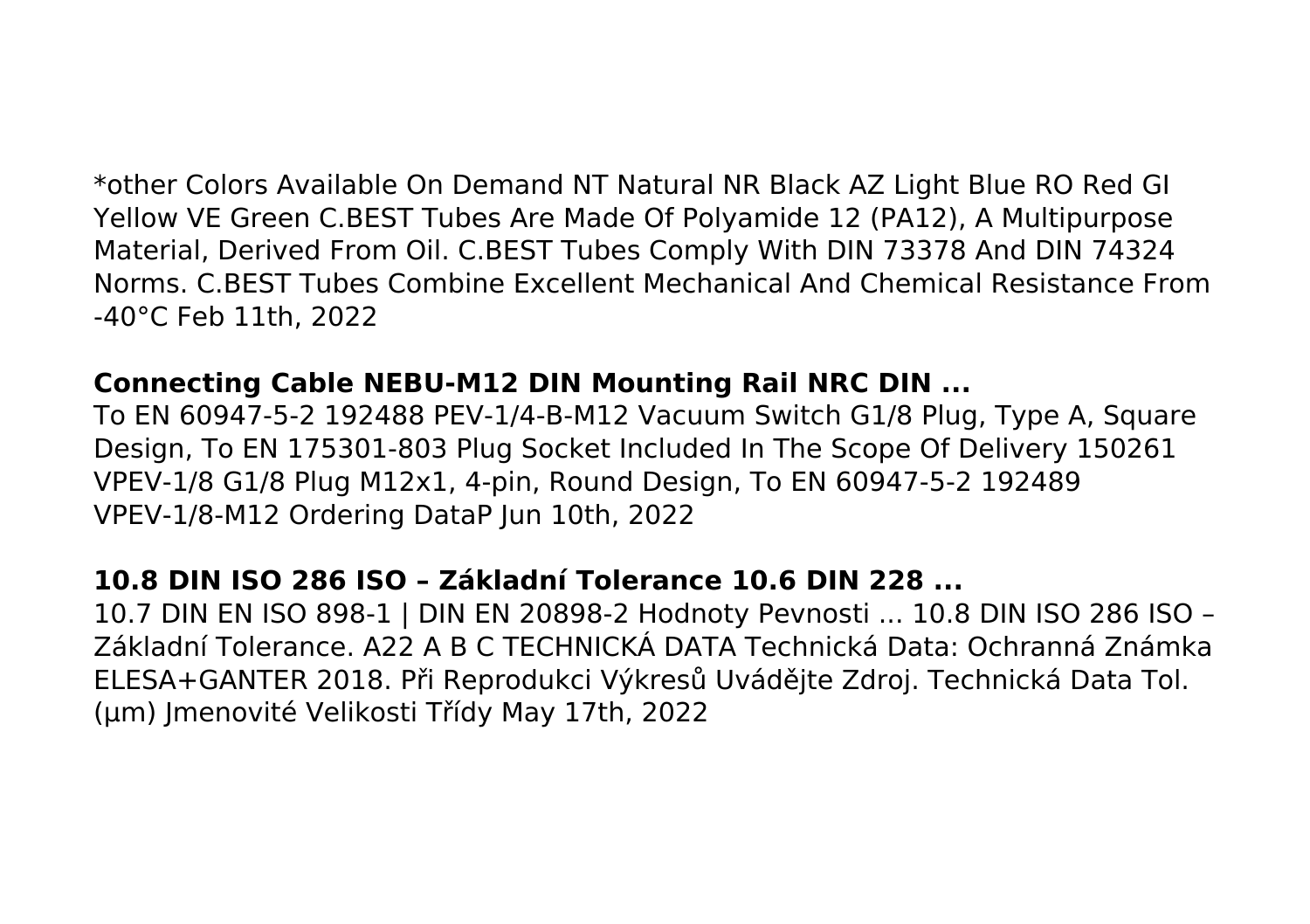*other Colors Available On Demand NT Natural NR Black AZ Light Blue RO Red GI Yellow VE Green C.BEST Tubes Are Made Of Polyamide 12 (PA12), A Multipurpose Material, Derived From Oil. C.BEST Tubes Comply With DIN 73378 And DIN 74324 Norms. C.BEST Tubes Combine Excellent Mechanical And Chemical Resistance From -40°C Feb 11th, 2022

**Connecting Cable NEBU-M12 DIN Mounting Rail NRC DIN ...**

To EN 60947-5-2 192488 PEV-1/4-B-M12 Vacuum Switch G1/8 Plug, Type A, Square Design, To EN 175301-803 Plug Socket Included In The Scope Of Delivery 150261 VPEV-1/8 G1/8 Plug M12x1, 4-pin, Round Design, To EN 60947-5-2 192489 VPEV-1/8-M12 Ordering DataP Jun 10th, 2022

**10.8 DIN ISO 286 ISO – Základní Tolerance 10.6 DIN 228 ...**

10.7 DIN EN ISO 898-1 | DIN EN 20898-2 Hodnoty Pevnosti ... 10.8 DIN ISO 286 ISO – Základní Tolerance. A22 A B C TECHNICKÁ DATA Technická Data: Ochranná Známka ELESA+GANTER 2018. Při Reprodukci Výkresů Uvádějte Zdroj. Technická Data Tol. (µm) Jmenovité Velikosti Třídy May 17th, 2022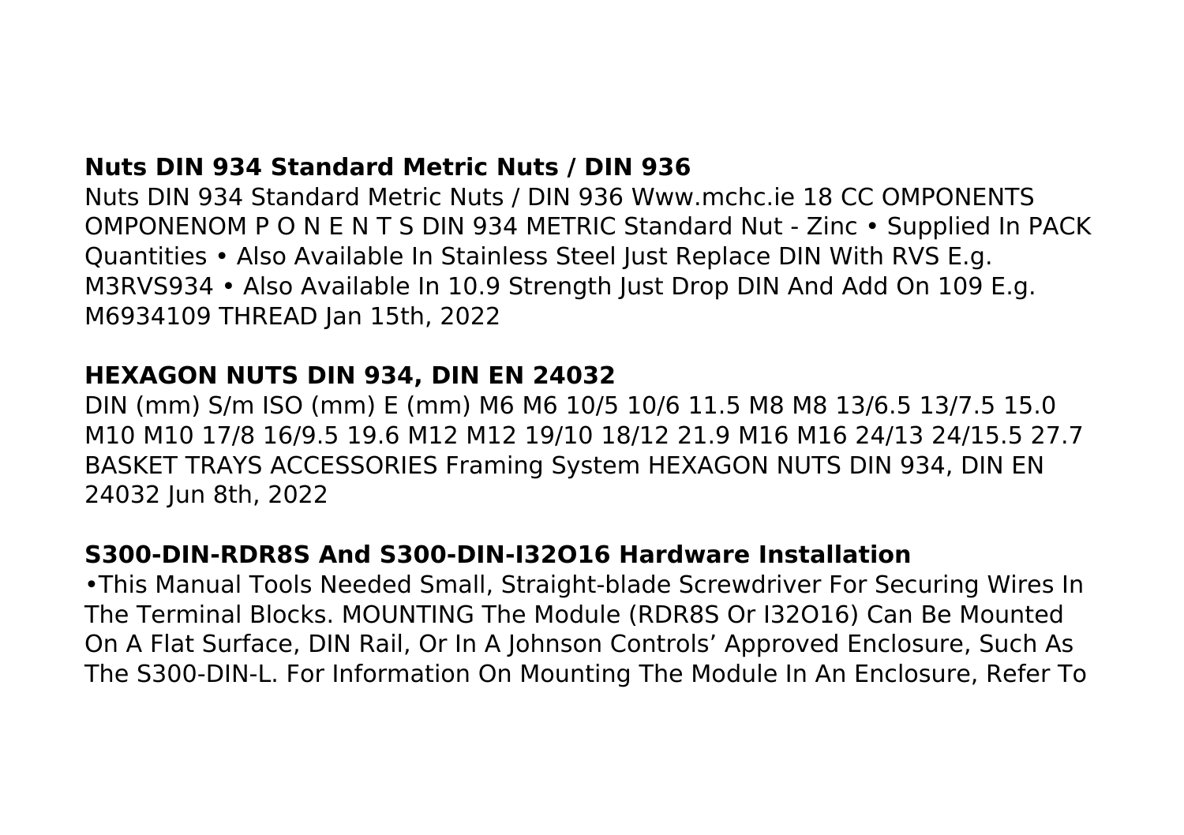## Nuts DIN 934 Standard Metric Nuts / DIN 936

Nuts DIN 934 Standard Metric Nuts / DIN 936 Www.mchc.ie 18 CC OMPONENTS OMPONENOM P O N E N T S DIN 934 METRIC Standard Nut - Zinc • Supplied In PACK Quantities • Also Available In Stainless Steel Just Replace DIN With RVS E.g. M3RVS934 • Also Available In 10.9 Strength Just Drop DIN And Add On 109 E.g. M6934109 THREAD Jan 15th, 2022

## HEXAGON NUTS DIN 934, DIN EN 24032

DIN (mm) S/m ISO (mm) E (mm) M6 M6 10/5 10/6 11.5 M8 M8 13/6.5 13/7.5 15.0 M10 M10 17/8 16/9.5 19.6 M12 M12 19/10 18/12 21.9 M16 M16 24/13 24/15.5 27.7 BASKET TRAYS ACCESSORIES Framing System HEXAGON NUTS DIN 934, DIN EN 24032 Jun 8th, 2022

## S300-DIN-RDR8S And S300-DIN-I32O16 Hardware Installation

•This Manual Tools Needed Small, Straight-blade Screwdriver For Securing Wires In The Terminal Blocks. MOUNTING The Module (RDR8S Or I32O16) Can Be Mounted On A Flat Surface, DIN Rail, Or In A Johnson Controls' Approved Enclosure, Such As The S300-DIN-L. For Information On Mounting The Module In An Enclosure, Refer To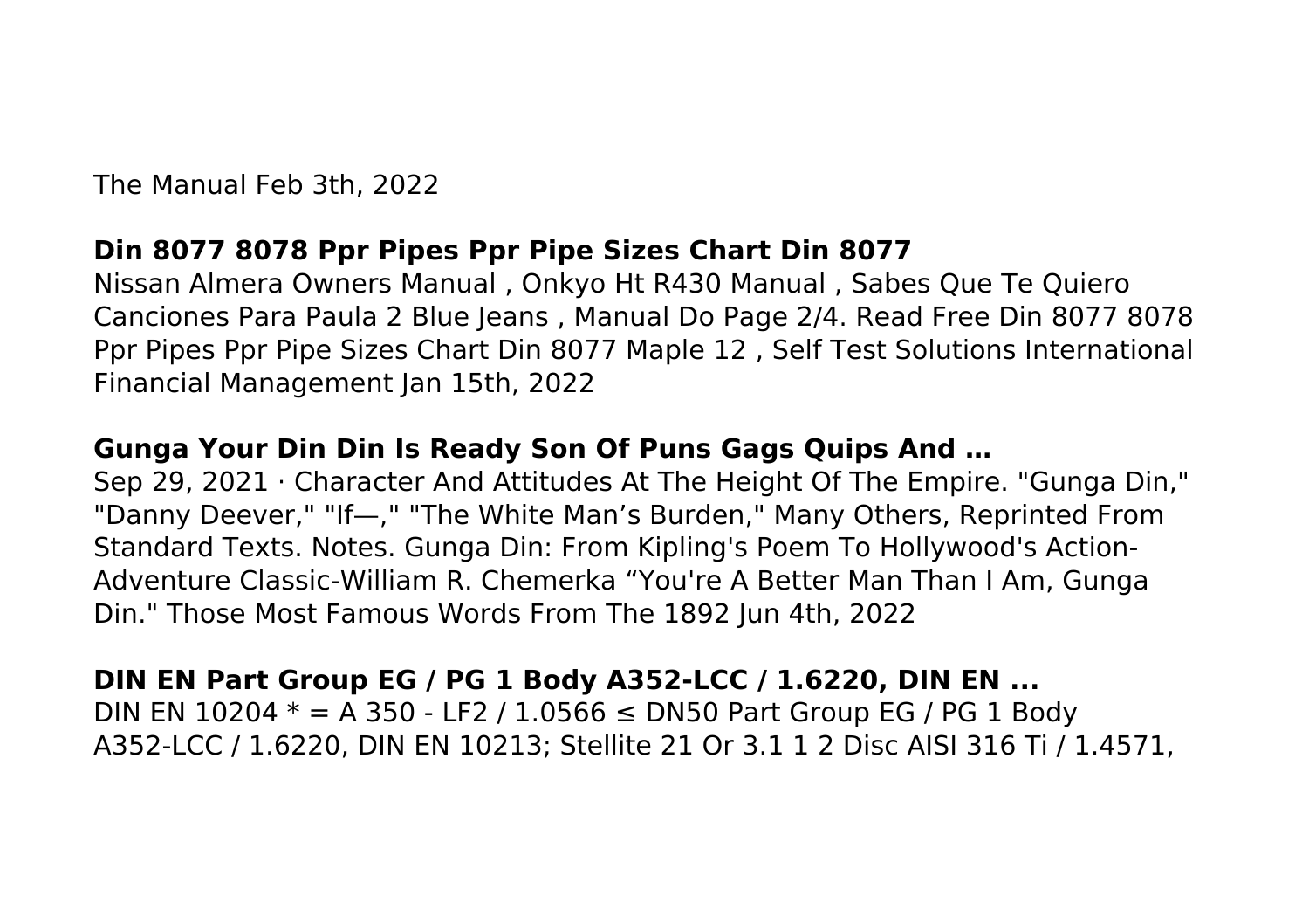The Manual Feb 3th, 2022

**Din 8077 8078 Ppr Pipes Ppr Pipe Sizes Chart Din 8077**

Nissan Almera Owners Manual , Onkyo Ht R430 Manual , Sabes Que Te Quiero Canciones Para Paula 2 Blue Jeans , Manual Do Page 2/4. Read Free Din 8077 8078 Ppr Pipes Ppr Pipe Sizes Chart Din 8077 Maple 12 , Self Test Solutions International Financial Management Jan 15th, 2022

**Gunga Your Din Din Is Ready Son Of Puns Gags Quips And …**

Sep 29, 2021 · Character And Attitudes At The Height Of The Empire. "Gunga Din," "Danny Deever," "If—," "The White Man's Burden," Many Others, Reprinted From Standard Texts. Notes. Gunga Din: From Kipling's Poem To Hollywood's Action-Adventure Classic-William R. Chemerka "You're A Better Man Than I Am, Gunga Din." Those Most Famous Words From The 1892 Jun 4th, 2022

**DIN EN Part Group EG / PG 1 Body A352-LCC / 1.6220, DIN EN ...**

DIN EN 10204 * = A 350 - LF2 / 1.0566 ≤ DN50 Part Group EG / PG 1 Body A352-LCC / 1.6220, DIN EN 10213; Stellite 21 Or 3.1 1 2 Disc AISI 316 Ti / 1.4571,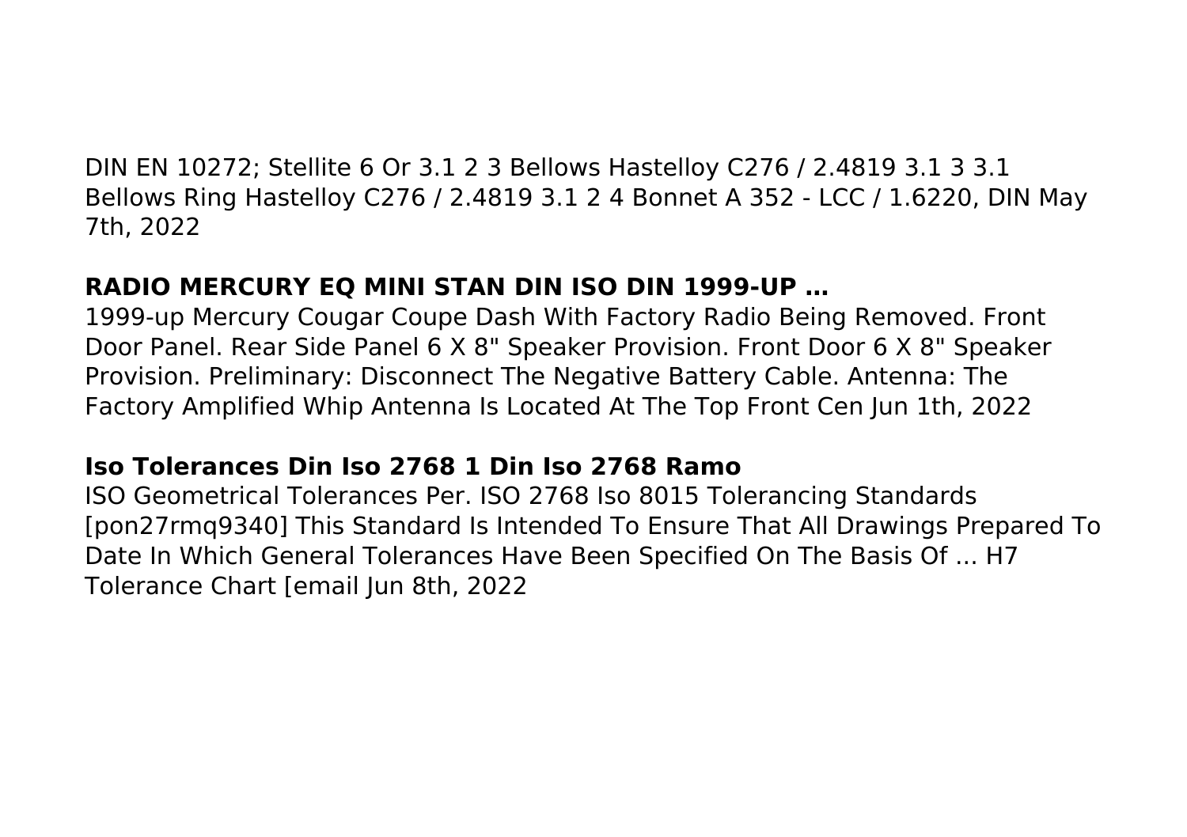DIN EN 10272; Stellite 6 Or 3.1 2 3 Bellows Hastelloy C276 / 2.4819 3.1 3 3.1 Bellows Ring Hastelloy C276 / 2.4819 3.1 2 4 Bonnet A 352 - LCC / 1.6220, DIN May 7th, 2022

## RADIO MERCURY EQ MINI STAN DIN ISO DIN 1999-UP …

1999-up Mercury Cougar Coupe Dash With Factory Radio Being Removed. Front Door Panel. Rear Side Panel 6 X 8" Speaker Provision. Front Door 6 X 8" Speaker Provision. Preliminary: Disconnect The Negative Battery Cable. Antenna: The Factory Amplified Whip Antenna Is Located At The Top Front Cen Jun 1th, 2022

## Iso Tolerances Din Iso 2768 1 Din Iso 2768 Ramo

ISO Geometrical Tolerances Per. ISO 2768 Iso 8015 Tolerancing Standards [pon27rmq9340] This Standard Is Intended To Ensure That All Drawings Prepared To Date In Which General Tolerances Have Been Specified On The Basis Of ... H7 Tolerance Chart [email Jun 8th, 2022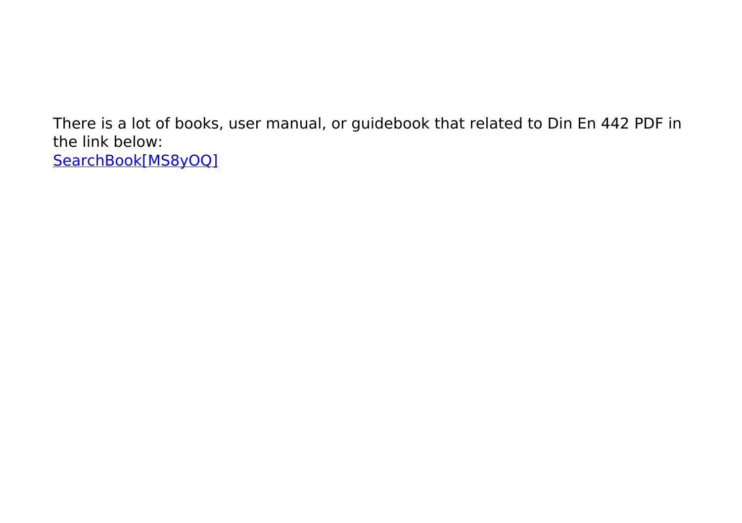There is a lot of books, user manual, or guidebook that related to Din En 442 PDF in the link below:

SearchBook[MS8yOQ]